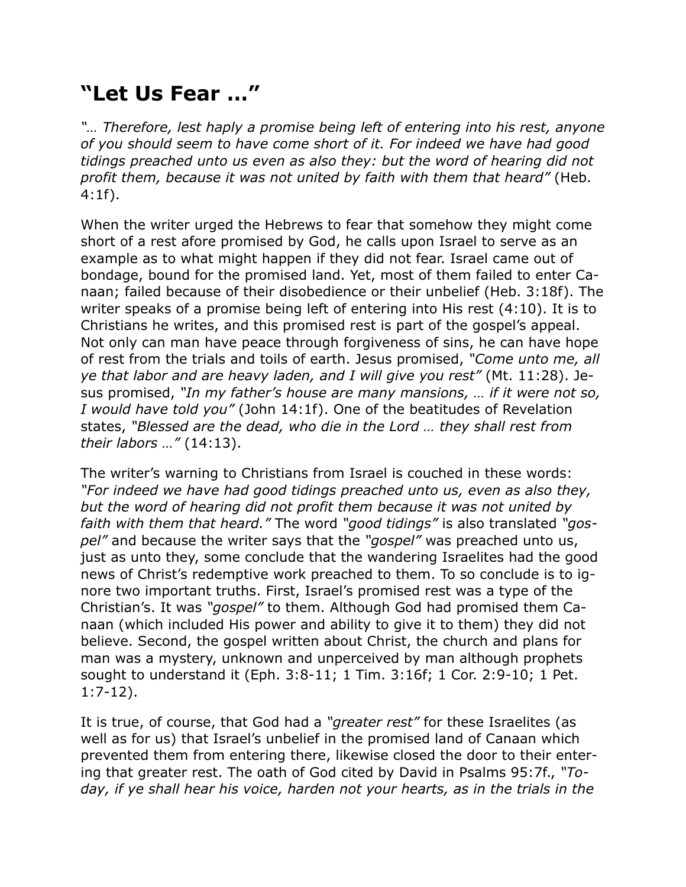# "Let Us Fear …"

*"… Therefore, lest haply a promise being left of entering into his rest, anyone of you should seem to have come short of it. For indeed we have had good tidings preached unto us even as also they: but the word of hearing did not profit them, because it was not united by faith with them that heard"* (Heb. 4:1f).

When the writer urged the Hebrews to fear that somehow they might come short of a rest afore promised by God, he calls upon Israel to serve as an example as to what might happen if they did not fear. Israel came out of bondage, bound for the promised land. Yet, most of them failed to enter Canaan; failed because of their disobedience or their unbelief (Heb. 3:18f). The writer speaks of a promise being left of entering into His rest (4:10). It is to Christians he writes, and this promised rest is part of the gospel's appeal. Not only can man have peace through forgiveness of sins, he can have hope of rest from the trials and toils of earth. Jesus promised, *"Come unto me, all ye that labor and are heavy laden, and I will give you rest"* (Mt. 11:28). Jesus promised, *"In my father's house are many mansions, … if it were not so, I would have told you"* (John 14:1f). One of the beatitudes of Revelation states, *"Blessed are the dead, who die in the Lord … they shall rest from their labors …"* (14:13).

The writer's warning to Christians from Israel is couched in these words: *"For indeed we have had good tidings preached unto us, even as also they, but the word of hearing did not profit them because it was not united by faith with them that heard."* The word *"good tidings"* is also translated *"gospel"* and because the writer says that the *"gospel"* was preached unto us, just as unto they, some conclude that the wandering Israelites had the good news of Christ's redemptive work preached to them. To so conclude is to ignore two important truths. First, Israel's promised rest was a type of the Christian's. It was *"gospel"* to them. Although God had promised them Canaan (which included His power and ability to give it to them) they did not believe. Second, the gospel written about Christ, the church and plans for man was a mystery, unknown and unperceived by man although prophets sought to understand it (Eph. 3:8-11; 1 Tim. 3:16f; 1 Cor. 2:9-10; 1 Pet. 1:7-12).

It is true, of course, that God had a *"greater rest"* for these Israelites (as well as for us) that Israel's unbelief in the promised land of Canaan which prevented them from entering there, likewise closed the door to their entering that greater rest. The oath of God cited by David in Psalms 95:7f., *"Today, if ye shall hear his voice, harden not your hearts, as in the trials in the*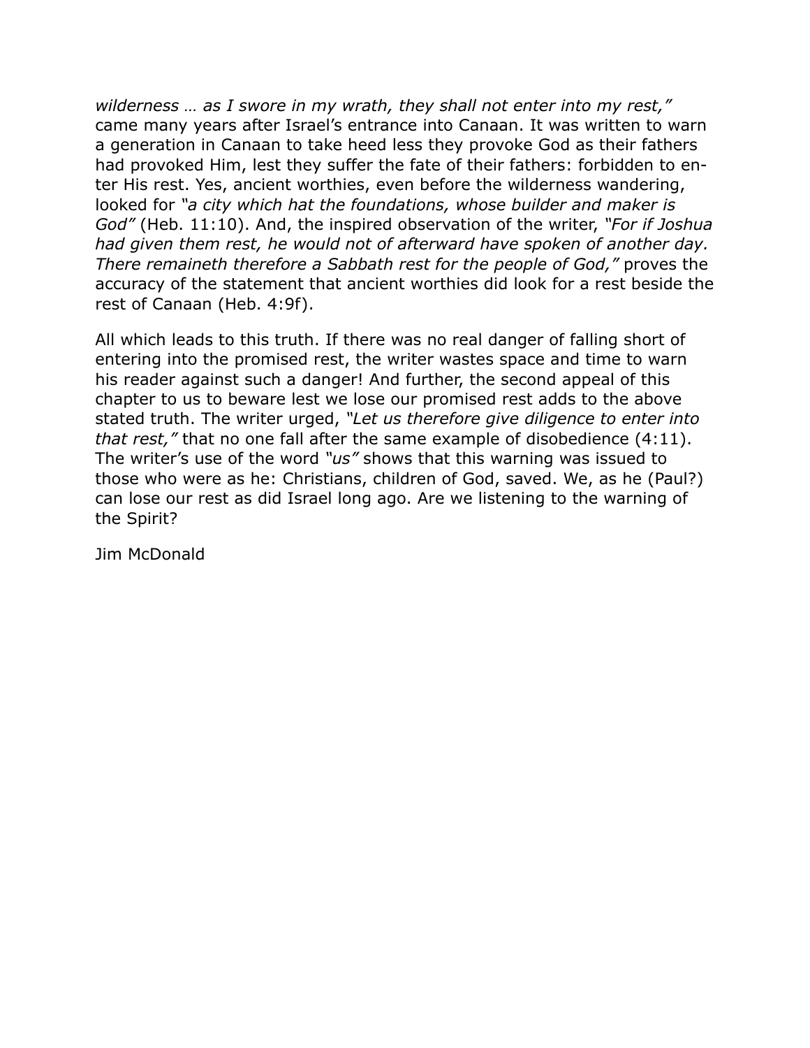*wilderness … as I swore in my wrath, they shall not enter into my rest,"* came many years after Israel's entrance into Canaan. It was written to warn a generation in Canaan to take heed less they provoke God as their fathers had provoked Him, lest they suffer the fate of their fathers: forbidden to enter His rest. Yes, ancient worthies, even before the wilderness wandering, looked for *"a city which hat the foundations, whose builder and maker is God"* (Heb. 11:10). And, the inspired observation of the writer, *"For if Joshua had given them rest, he would not of afterward have spoken of another day. There remaineth therefore a Sabbath rest for the people of God,"* proves the accuracy of the statement that ancient worthies did look for a rest beside the rest of Canaan (Heb. 4:9f).

All which leads to this truth. If there was no real danger of falling short of entering into the promised rest, the writer wastes space and time to warn his reader against such a danger! And further, the second appeal of this chapter to us to beware lest we lose our promised rest adds to the above stated truth. The writer urged, *"Let us therefore give diligence to enter into that rest,"* that no one fall after the same example of disobedience (4:11). The writer's use of the word *"us"* shows that this warning was issued to those who were as he: Christians, children of God, saved. We, as he (Paul?) can lose our rest as did Israel long ago. Are we listening to the warning of the Spirit?

Jim McDonald